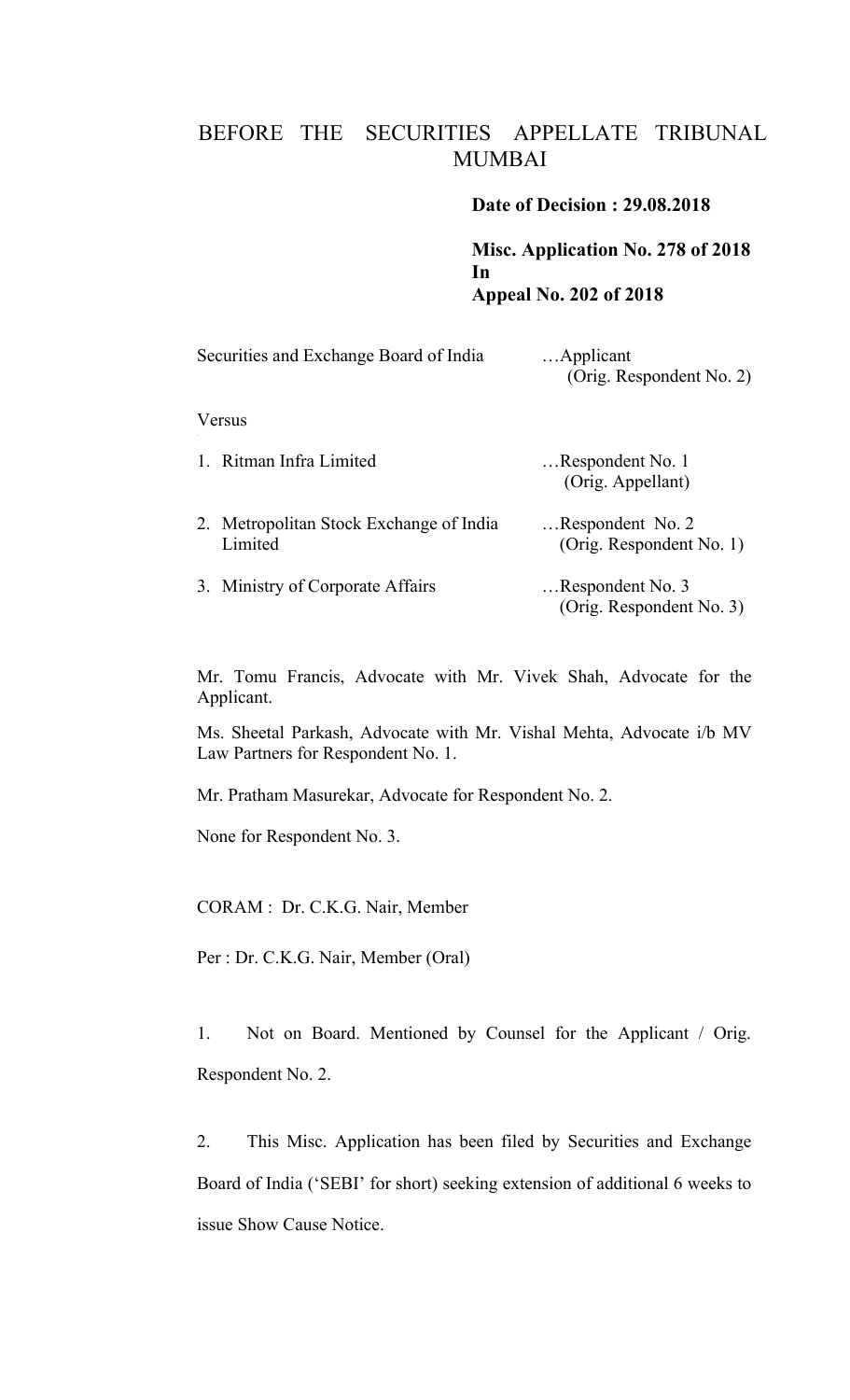# BEFORE THE SECURITIES APPELLATE TRIBUNAL MUMBAI

**Date of Decision : 29.08.2018**

**Misc. Application No. 278 of 2018**
**In**
**Appeal No. 202 of 2018**

| | |
|---|---|
| Securities and Exchange Board of India | …Applicant (Orig. Respondent No. 2) |
| Versus | |
| 1. Ritman Infra Limited | …Respondent No. 1 (Orig. Appellant) |
| 2. Metropolitan Stock Exchange of India Limited | …Respondent No. 2 (Orig. Respondent No. 1) |
| 3. Ministry of Corporate Affairs | …Respondent No. 3 (Orig. Respondent No. 3) |

Mr. Tomu Francis, Advocate with Mr. Vivek Shah, Advocate for the Applicant.

Ms. Sheetal Parkash, Advocate with Mr. Vishal Mehta, Advocate i/b MV Law Partners for Respondent No. 1.

Mr. Pratham Masurekar, Advocate for Respondent No. 2.

None for Respondent No. 3.

CORAM : Dr. C.K.G. Nair, Member

Per : Dr. C.K.G. Nair, Member (Oral)

1. Not on Board. Mentioned by Counsel for the Applicant / Orig. Respondent No. 2.

2. This Misc. Application has been filed by Securities and Exchange Board of India ('SEBI' for short) seeking extension of additional 6 weeks to issue Show Cause Notice.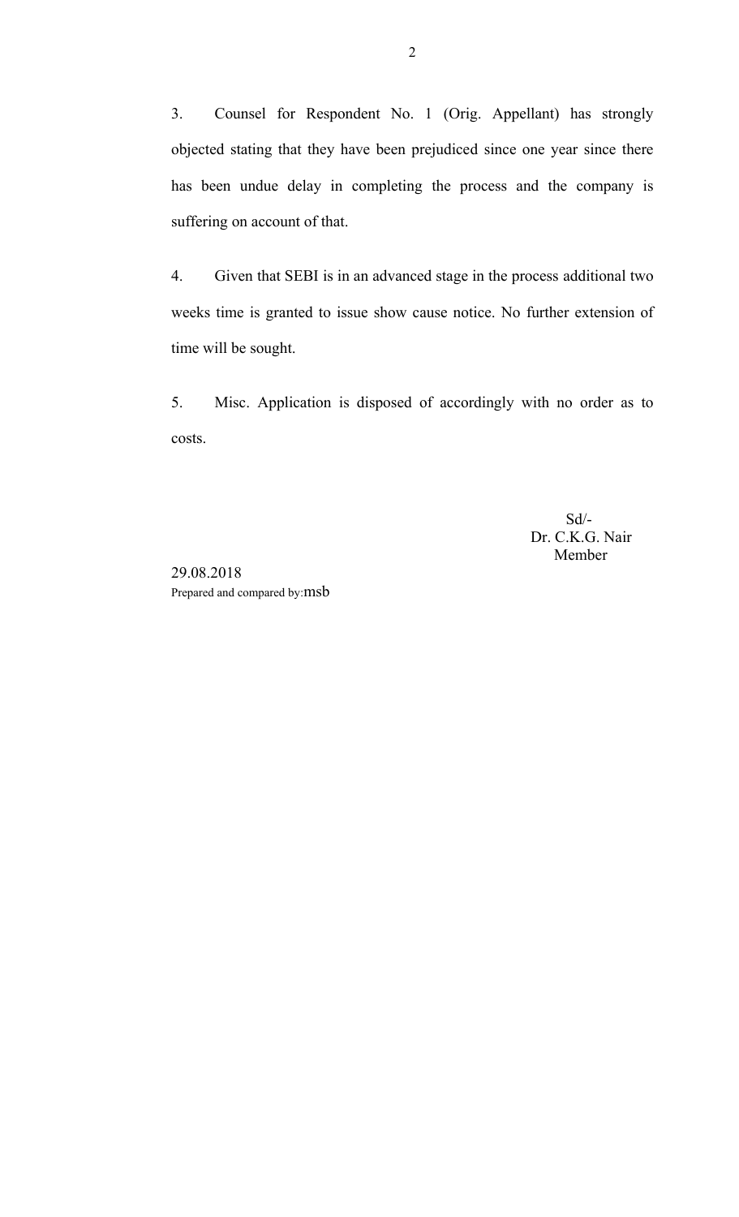3. Counsel for Respondent No. 1 (Orig. Appellant) has strongly objected stating that they have been prejudiced since one year since there has been undue delay in completing the process and the company is suffering on account of that.

4. Given that SEBI is in an advanced stage in the process additional two weeks time is granted to issue show cause notice. No further extension of time will be sought.

5. Misc. Application is disposed of accordingly with no order as to costs.

Sd/-
Dr. C.K.G. Nair
Member

29.08.2018
Prepared and compared by:msb